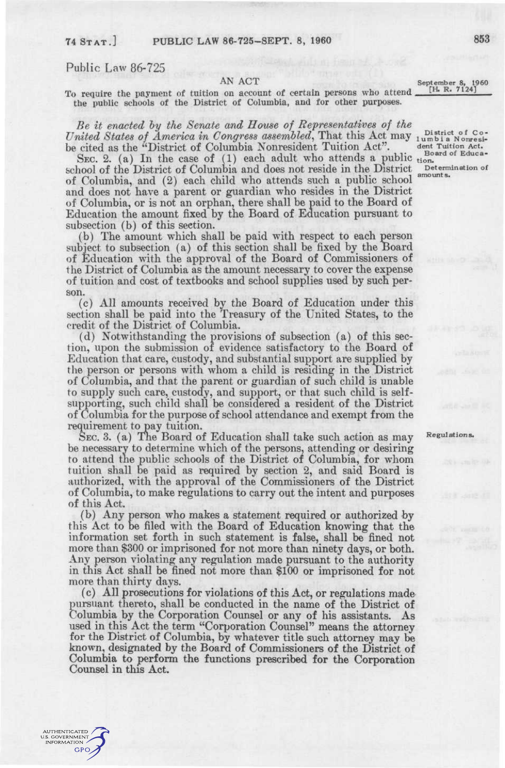Public Law 86-725

AN ACT

To require the payment of tuition on account of certain persons who attend the public schools of the District of Columbia, and for other purposes.

September 8, 1960
[H. R. 7124]

*Be it enacted by the Senate and House of Representatives of the United States of America in Congress assembled*, That this Act may be cited as the "District of Columbia Nonresident Tuition Act".

District of Columbia Nonresident Tuition Act.

Board of Education.

Determination of amounts.

SEC. 2. (a) In the case of (1) each adult who attends a public school of the District of Columbia and does not reside in the District of Columbia, and (2) each child who attends such a public school and does not have a parent or guardian who resides in the District of Columbia, or is not an orphan, there shall be paid to the Board of Education the amount fixed by the Board of Education pursuant to subsection (b) of this section.

(b) The amount which shall be paid with respect to each person subject to subsection (a) of this section shall be fixed by the Board of Education with the approval of the Board of Commissioners of the District of Columbia as the amount necessary to cover the expense of tuition and cost of textbooks and school supplies used by such person.

(c) All amounts received by the Board of Education under this section shall be paid into the Treasury of the United States, to the credit of the District of Columbia.

(d) Notwithstanding the provisions of subsection (a) of this section, upon the submission of evidence satisfactory to the Board of Education that care, custody, and substantial support are supplied by the person or persons with whom a child is residing in the District of Columbia, and that the parent or guardian of such child is unable to supply such care, custody, and support, or that such child is self-supporting, such child shall be considered a resident of the District of Columbia for the purpose of school attendance and exempt from the requirement to pay tuition.

Regulations.

SEC. 3. (a) The Board of Education shall take such action as may be necessary to determine which of the persons, attending or desiring to attend the public schools of the District of Columbia, for whom tuition shall be paid as required by section 2, and said Board is authorized, with the approval of the Commissioners of the District of Columbia, to make regulations to carry out the intent and purposes of this Act.

(b) Any person who makes a statement required or authorized by this Act to be filed with the Board of Education knowing that the information set forth in such statement is false, shall be fined not more than $300 or imprisoned for not more than ninety days, or both. Any person violating any regulation made pursuant to the authority in this Act shall be fined not more than $100 or imprisoned for not more than thirty days.

(c) All prosecutions for violations of this Act, or regulations made pursuant thereto, shall be conducted in the name of the District of Columbia by the Corporation Counsel or any of his assistants. As used in this Act the term "Corporation Counsel" means the attorney for the District of Columbia, by whatever title such attorney may be known, designated by the Board of Commissioners of the District of Columbia to perform the functions prescribed for the Corporation Counsel in this Act.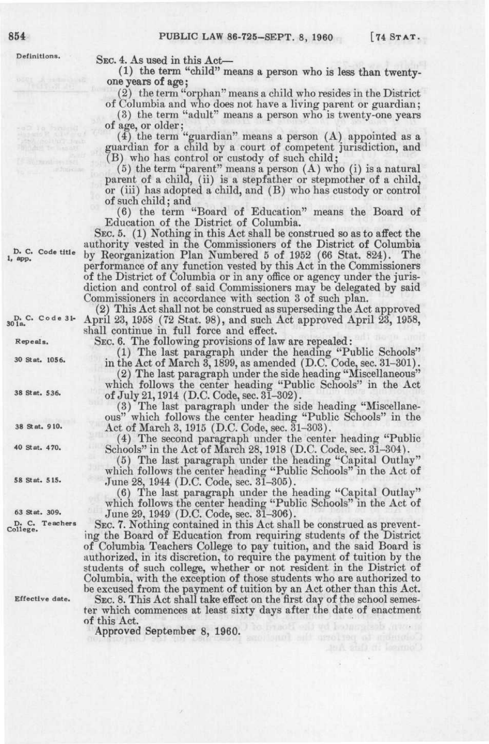Definitions.

SEC. 4. As used in this Act—

(1) the term "child" means a person who is less than twenty-one years of age;

(2) the term "orphan" means a child who resides in the District of Columbia and who does not have a living parent or guardian;

(3) the term "adult" means a person who is twenty-one years of age, or older;

(4) the term "guardian" means a person (A) appointed as a guardian for a child by a court of competent jurisdiction, and (B) who has control or custody of such child;

(5) the term "parent" means a person (A) who (i) is a natural parent of a child, (ii) is a stepfather or stepmother of a child, or (iii) has adopted a child, and (B) who has custody or control of such child; and

(6) the term "Board of Education" means the Board of Education of the District of Columbia.

D. C. Code title 1, app.

SEC. 5. (1) Nothing in this Act shall be construed so as to affect the authority vested in the Commissioners of the District of Columbia by Reorganization Plan Numbered 5 of 1952 (66 Stat. 824). The performance of any function vested by this Act in the Commissioners of the District of Columbia or in any office or agency under the jurisdiction and control of said Commissioners may be delegated by said Commissioners in accordance with section 3 of such plan.

D. C. Code 31-301a.

(2) This Act shall not be construed as superseding the Act approved April 23, 1958 (72 Stat. 98), and such Act approved April 23, 1958, shall continue in full force and effect.

Repeals.

SEC. 6. The following provisions of law are repealed:

30 Stat. 1056.

(1) The last paragraph under the heading "Public Schools" in the Act of March 3, 1899, as amended (D.C. Code, sec. 31-301).

38 Stat. 536.

(2) The last paragraph under the side heading "Miscellaneous" which follows the center heading "Public Schools" in the Act of July 21, 1914 (D.C. Code, sec. 31-302).

38 Stat. 910.

(3) The last paragraph under the side heading "Miscellaneous" which follows the center heading "Public Schools" in the Act of March 3, 1915 (D.C. Code, sec. 31-303).

40 Stat. 470.

(4) The second paragraph under the center heading "Public Schools" in the Act of March 28, 1918 (D.C. Code, sec. 31-304).

58 Stat. 515.

(5) The last paragraph under the heading "Capital Outlay" which follows the center heading "Public Schools" in the Act of June 28, 1944 (D.C. Code, sec. 31-305).

63 Stat. 309.

(6) The last paragraph under the heading "Capital Outlay" which follows the center heading "Public Schools" in the Act of June 29, 1949 (D.C. Code, sec. 31-306).

D. C. Teachers College.

SEC. 7. Nothing contained in this Act shall be construed as preventing the Board of Education from requiring students of the District of Columbia Teachers College to pay tuition, and the said Board is authorized, in its discretion, to require the payment of tuition by the students of such college, whether or not resident in the District of Columbia, with the exception of those students who are authorized to be excused from the payment of tuition by an Act other than this Act.

Effective date.

SEC. 8. This Act shall take effect on the first day of the school semester which commences at least sixty days after the date of enactment of this Act.

Approved September 8, 1960.